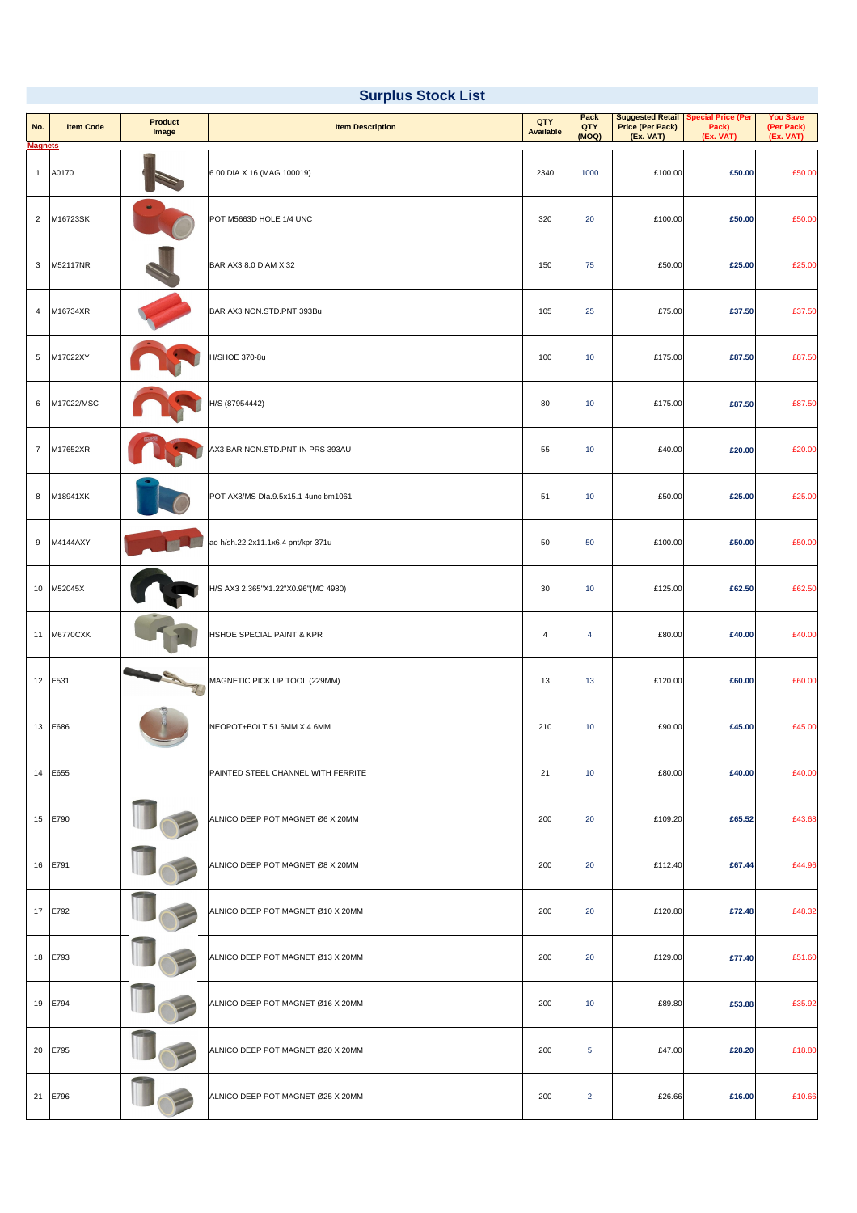# Surplus Stock List

| No. | Item Code | Product Image | Item Description | QTY Available | Pack QTY (MOQ) | Suggested Retail Price (Per Pack) (Ex. VAT) | Special Price (Per Pack) (Ex. VAT) | You Save (Per Pack) (Ex. VAT) |
|---|---|---|---|---|---|---|---|---|
| **Magnets** | | | | | | | | |
| 1 | A0170 | | 6.00 DIA X 16 (MAG 100019) | 2340 | 1000 | £100.00 | **£50.00** | £50.00 |
| 2 | M16723SK | | POT M5663D HOLE 1/4 UNC | 320 | 20 | £100.00 | **£50.00** | £50.00 |
| 3 | M52117NR | | BAR AX3 8.0 DIAM X 32 | 150 | 75 | £50.00 | **£25.00** | £25.00 |
| 4 | M16734XR | | BAR AX3 NON.STD.PNT 393Bu | 105 | 25 | £75.00 | **£37.50** | £37.50 |
| 5 | M17022XY | | H/SHOE 370-8u | 100 | 10 | £175.00 | **£87.50** | £87.50 |
| 6 | M17022/MSC | | H/S (87954442) | 80 | 10 | £175.00 | **£87.50** | £87.50 |
| 7 | M17652XR | | AX3 BAR NON.STD.PNT.IN PRS 393AU | 55 | 10 | £40.00 | **£20.00** | £20.00 |
| 8 | M18941XK | | POT AX3/MS DIa.9.5x15.1 4unc bm1061 | 51 | 10 | £50.00 | **£25.00** | £25.00 |
| 9 | M4144AXY | | ao h/sh.22.2x11.1x6.4 pnt/kpr 371u | 50 | 50 | £100.00 | **£50.00** | £50.00 |
| 10 | M52045X | | H/S AX3 2.365"X1.22"X0.96"(MC 4980) | 30 | 10 | £125.00 | **£62.50** | £62.50 |
| 11 | M6770CXK | | HSHOE SPECIAL PAINT & KPR | 4 | 4 | £80.00 | **£40.00** | £40.00 |
| 12 | E531 | | MAGNETIC PICK UP TOOL (229MM) | 13 | 13 | £120.00 | **£60.00** | £60.00 |
| 13 | E686 | | NEOPOT+BOLT 51.6MM X 4.6MM | 210 | 10 | £90.00 | **£45.00** | £45.00 |
| 14 | E655 | | PAINTED STEEL CHANNEL WITH FERRITE | 21 | 10 | £80.00 | **£40.00** | £40.00 |
| 15 | E790 | | ALNICO DEEP POT MAGNET Ø6 X 20MM | 200 | 20 | £109.20 | **£65.52** | £43.68 |
| 16 | E791 | | ALNICO DEEP POT MAGNET Ø8 X 20MM | 200 | 20 | £112.40 | **£67.44** | £44.96 |
| 17 | E792 | | ALNICO DEEP POT MAGNET Ø10 X 20MM | 200 | 20 | £120.80 | **£72.48** | £48.32 |
| 18 | E793 | | ALNICO DEEP POT MAGNET Ø13 X 20MM | 200 | 20 | £129.00 | **£77.40** | £51.60 |
| 19 | E794 | | ALNICO DEEP POT MAGNET Ø16 X 20MM | 200 | 10 | £89.80 | **£53.88** | £35.92 |
| 20 | E795 | | ALNICO DEEP POT MAGNET Ø20 X 20MM | 200 | 5 | £47.00 | **£28.20** | £18.80 |
| 21 | E796 | | ALNICO DEEP POT MAGNET Ø25 X 20MM | 200 | 2 | £26.66 | **£16.00** | £10.66 |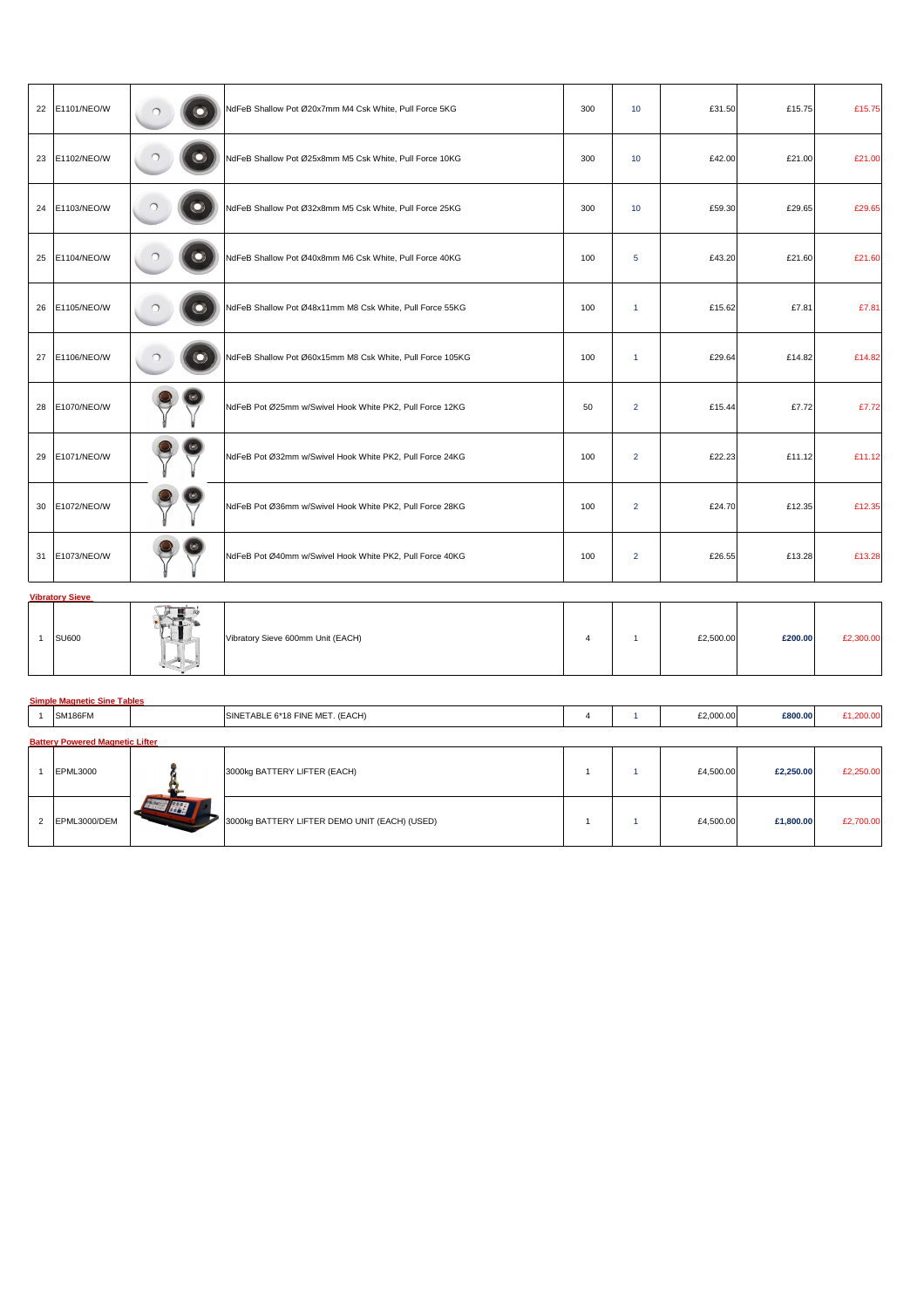| | | | | | | | | |
|---|---|---|---|---|---|---|---|---|
| 22 | E1101/NEO/W | | NdFeB Shallow Pot Ø20x7mm M4 Csk White, Pull Force 5KG | 300 | 10 | £31.50 | £15.75 | £15.75 |
| 23 | E1102/NEO/W | | NdFeB Shallow Pot Ø25x8mm M5 Csk White, Pull Force 10KG | 300 | 10 | £42.00 | £21.00 | £21.00 |
| 24 | E1103/NEO/W | | NdFeB Shallow Pot Ø32x8mm M5 Csk White, Pull Force 25KG | 300 | 10 | £59.30 | £29.65 | £29.65 |
| 25 | E1104/NEO/W | | NdFeB Shallow Pot Ø40x8mm M6 Csk White, Pull Force 40KG | 100 | 5 | £43.20 | £21.60 | £21.60 |
| 26 | E1105/NEO/W | | NdFeB Shallow Pot Ø48x11mm M8 Csk White, Pull Force 55KG | 100 | 1 | £15.62 | £7.81 | £7.81 |
| 27 | E1106/NEO/W | | NdFeB Shallow Pot Ø60x15mm M8 Csk White, Pull Force 105KG | 100 | 1 | £29.64 | £14.82 | £14.82 |
| 28 | E1070/NEO/W | | NdFeB Pot Ø25mm w/Swivel Hook White PK2, Pull Force 12KG | 50 | 2 | £15.44 | £7.72 | £7.72 |
| 29 | E1071/NEO/W | | NdFeB Pot Ø32mm w/Swivel Hook White PK2, Pull Force 24KG | 100 | 2 | £22.23 | £11.12 | £11.12 |
| 30 | E1072/NEO/W | | NdFeB Pot Ø36mm w/Swivel Hook White PK2, Pull Force 28KG | 100 | 2 | £24.70 | £12.35 | £12.35 |
| 31 | E1073/NEO/W | | NdFeB Pot Ø40mm w/Swivel Hook White PK2, Pull Force 40KG | 100 | 2 | £26.55 | £13.28 | £13.28 |

**Vibratory Sieve**

| | | | | | | | | |
|---|---|---|---|---|---|---|---|---|
| 1 | SU600 | | Vibratory Sieve 600mm Unit (EACH) | 4 | 1 | £2,500.00 | **£200.00** | £2,300.00 |

**Simple Magnetic Sine Tables**

| | | | | | | | | |
|---|---|---|---|---|---|---|---|---|
| 1 | SM186FM | | SINETABLE 6*18 FINE MET. (EACH) | 4 | 1 | £2,000.00 | **£800.00** | £1,200.00 |

**Battery Powered Magnetic Lifter**

| | | | | | | | | |
|---|---|---|---|---|---|---|---|---|
| 1 | EPML3000 | | 3000kg BATTERY LIFTER (EACH) | 1 | 1 | £4,500.00 | **£2,250.00** | £2,250.00 |
| 2 | EPML3000/DEM | | 3000kg BATTERY LIFTER DEMO UNIT (EACH) (USED) | 1 | 1 | £4,500.00 | **£1,800.00** | £2,700.00 |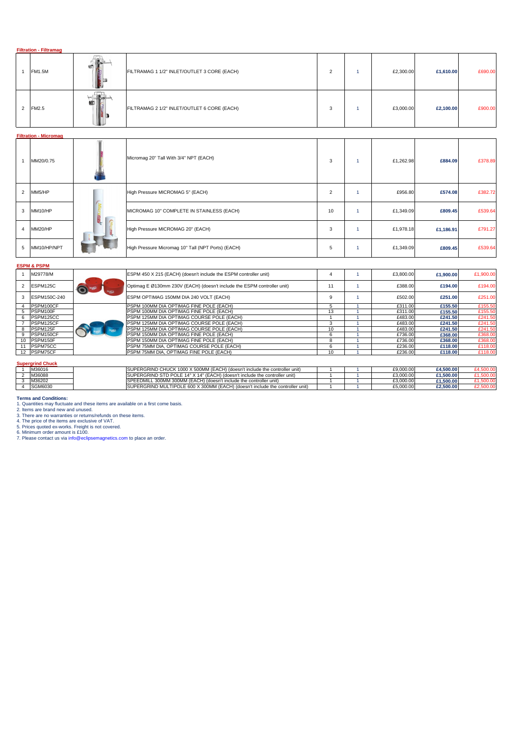**Filtration - Filtramag**

| | | | | | | | | |
|---|---|---|---|---|---|---|---|---|
| 1 | FM1.5M | | FILTRAMAG 1 1/2" INLET/OUTLET 3 CORE (EACH) | 2 | 1 | £2,300.00 | **£1,610.00** | £690.00 |
| 2 | FM2.5 | | FILTRAMAG 2 1/2" INLET/OUTLET 6 CORE (EACH) | 3 | 1 | £3,000.00 | **£2,100.00** | £900.00 |

**Filtration - Micromag**

| | | | | | | | | |
|---|---|---|---|---|---|---|---|---|
| 1 | MM20/0.75 | | Micromag 20" Tall With 3/4" NPT (EACH) | 3 | 1 | £1,262.98 | **£884.09** | £378.89 |
| 2 | MM5/HP | | High Pressure MICROMAG 5" (EACH) | 2 | 1 | £956.80 | **£574.08** | £382.72 |
| 3 | MM10/HP | | MICROMAG 10" COMPLETE IN STAINLESS (EACH) | 10 | 1 | £1,349.09 | **£809.45** | £539.64 |
| 4 | MM20/HP | | High Pressure MICROMAG 20" (EACH) | 3 | 1 | £1,978.18 | **£1,186.91** | £791.27 |
| 5 | MM10/HP/NPT | | High Pressure Micromag 10" Tall (NPT Ports) (EACH) | 5 | 1 | £1,349.09 | **£809.45** | £539.64 |

**ESPM & PSPM**

| | | | | | | | | |
|---|---|---|---|---|---|---|---|---|
| 1 | M29778/M | | ESPM 450 X 215 (EACH) (doesn't include the ESPM controller unit) | 4 | 1 | £3,800.00 | **£1,900.00** | £1,900.00 |
| 2 | ESPM125C | | Optimag E Ø130mm 230V (EACH) (doesn't include the ESPM controller unit) | 11 | 1 | £388.00 | **£194.00** | £194.00 |
| 3 | ESPM150C-240 | | ESPM OPTIMAG 150MM DIA 240 VOLT (EACH) | 9 | 1 | £502.00 | **£251.00** | £251.00 |
| 4 | PSPM100CF | | PSPM 100MM DIA OPTIMAG FINE POLE (EACH) | 5 | 1 | £311.00 | **£155.50** | £155.50 |
| 5 | PSPM100F | | PSPM 100MM DIA OPTIMAG FINE POLE (EACH) | 13 | 1 | £311.00 | **£155.50** | £155.50 |
| 6 | PSPM125CC | | PSPM 125MM DIA OPTIMAG COURSE POLE (EACH) | 1 | 1 | £483.00 | **£241.50** | £241.50 |
| 7 | PSPM125CF | | PSPM 125MM DIA OPTIMAG COURSE POLE (EACH) | 3 | 1 | £483.00 | **£241.50** | £241.50 |
| 8 | PSPM125F | | PSPM 125MM DIA OPTIMAG COURSE POLE (EACH) | 10 | 1 | £483.00 | **£241.50** | £241.50 |
| 9 | PSPM150CF | | PSPM 150MM DIA OPTIMAG FINE POLE (EACH) | 6 | 1 | £736.00 | **£368.00** | £368.00 |
| 10 | PSPM150F | | PSPM 150MM DIA OPTIMAG FINE POLE (EACH) | 8 | 1 | £736.00 | **£368.00** | £368.00 |
| 11 | PSPM75CC | | PSPM 75MM DIA, OPTIMAG COURSE POLE (EACH) | 6 | 1 | £236.00 | **£118.00** | £118.00 |
| 12 | PSPM75CF | | PSPM 75MM DIA, OPTIMAG FINE POLE (EACH) | 10 | 1 | £236.00 | **£118.00** | £118.00 |

**Supergrind Chuck**

| | | | | | | | | |
|---|---|---|---|---|---|---|---|---|
| 1 | M36016 | | SUPERGRIND CHUCK 1000 X 500MM (EACH) (doesn't include the controller unit) | 1 | 1 | £9,000.00 | **£4,500.00** | £4,500.00 |
| 2 | M36088 | | SUPERGRIND STD POLE 14" X 14" (EACH) (doesn't include the controller unit) | 1 | 1 | £3,000.00 | **£1,500.00** | £1,500.00 |
| 3 | M36202 | | SPEEDMILL 300MM 300MM (EACH) (doesn't include the controller unit) | 1 | 1 | £3,000.00 | **£1,500.00** | £1,500.00 |
| 4 | SGM6030 | | SUPERGRIND MULTIPOLE 600 X 300MM (EACH) (doesn't include the controller unit) | 1 | 1 | £5,000.00 | **£2,500.00** | £2,500.00 |

**Terms and Conditions:**

1. Quantities may fluctuate and these items are available on a first come basis.
2. Items are brand new and unused.
3. There are no warranties or returns/refunds on these items.
4. The price of the items are exclusive of VAT.
5. Prices quoted ex-works. Freight is not covered.
6. Minimum order amount is £100.
7. Please contact us via info@eclipsemagnetics.com to place an order.